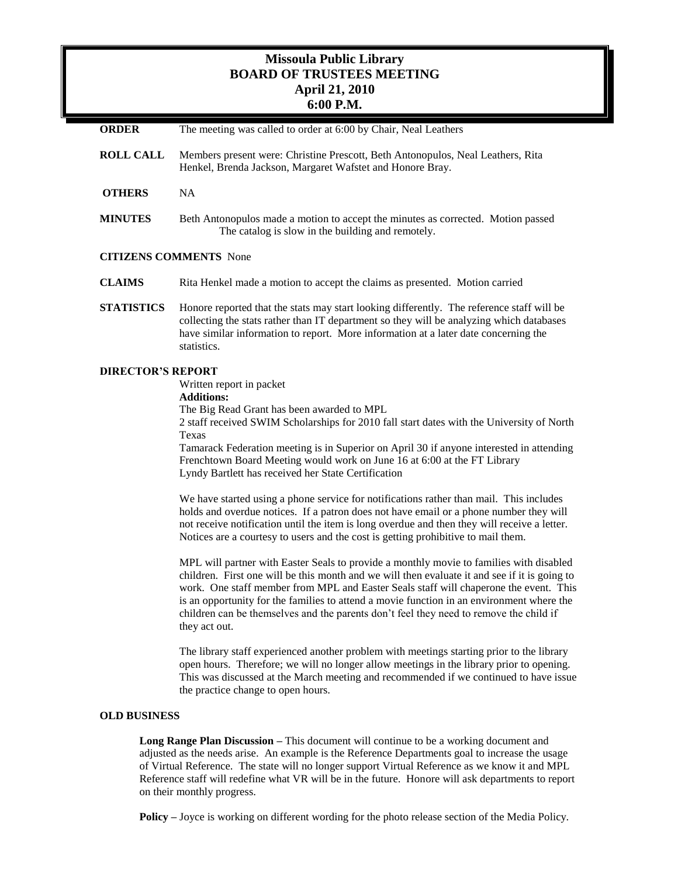# Missoula Public Library
# BOARD OF TRUSTEES MEETING
# April 21, 2010
# 6:00 P.M.

**ORDER** The meeting was called to order at 6:00 by Chair, Neal Leathers

**ROLL CALL** Members present were: Christine Prescott, Beth Antonopulos, Neal Leathers, Rita Henkel, Brenda Jackson, Margaret Wafstet and Honore Bray.

**OTHERS** NA

**MINUTES** Beth Antonopulos made a motion to accept the minutes as corrected. Motion passed The catalog is slow in the building and remotely.

**CITIZENS COMMENTS** None

**CLAIMS** Rita Henkel made a motion to accept the claims as presented. Motion carried

**STATISTICS** Honore reported that the stats may start looking differently. The reference staff will be collecting the stats rather than IT department so they will be analyzing which databases have similar information to report. More information at a later date concerning the statistics.

**DIRECTOR'S REPORT**

Written report in packet

**Additions:**

The Big Read Grant has been awarded to MPL

2 staff received SWIM Scholarships for 2010 fall start dates with the University of North Texas

Tamarack Federation meeting is in Superior on April 30 if anyone interested in attending

Frenchtown Board Meeting would work on June 16 at 6:00 at the FT Library

Lyndy Bartlett has received her State Certification

We have started using a phone service for notifications rather than mail. This includes holds and overdue notices. If a patron does not have email or a phone number they will not receive notification until the item is long overdue and then they will receive a letter. Notices are a courtesy to users and the cost is getting prohibitive to mail them.

MPL will partner with Easter Seals to provide a monthly movie to families with disabled children. First one will be this month and we will then evaluate it and see if it is going to work. One staff member from MPL and Easter Seals staff will chaperone the event. This is an opportunity for the families to attend a movie function in an environment where the children can be themselves and the parents don't feel they need to remove the child if they act out.

The library staff experienced another problem with meetings starting prior to the library open hours. Therefore; we will no longer allow meetings in the library prior to opening. This was discussed at the March meeting and recommended if we continued to have issue the practice change to open hours.

**OLD BUSINESS**

**Long Range Plan Discussion –** This document will continue to be a working document and adjusted as the needs arise. An example is the Reference Departments goal to increase the usage of Virtual Reference. The state will no longer support Virtual Reference as we know it and MPL Reference staff will redefine what VR will be in the future. Honore will ask departments to report on their monthly progress.

**Policy –** Joyce is working on different wording for the photo release section of the Media Policy.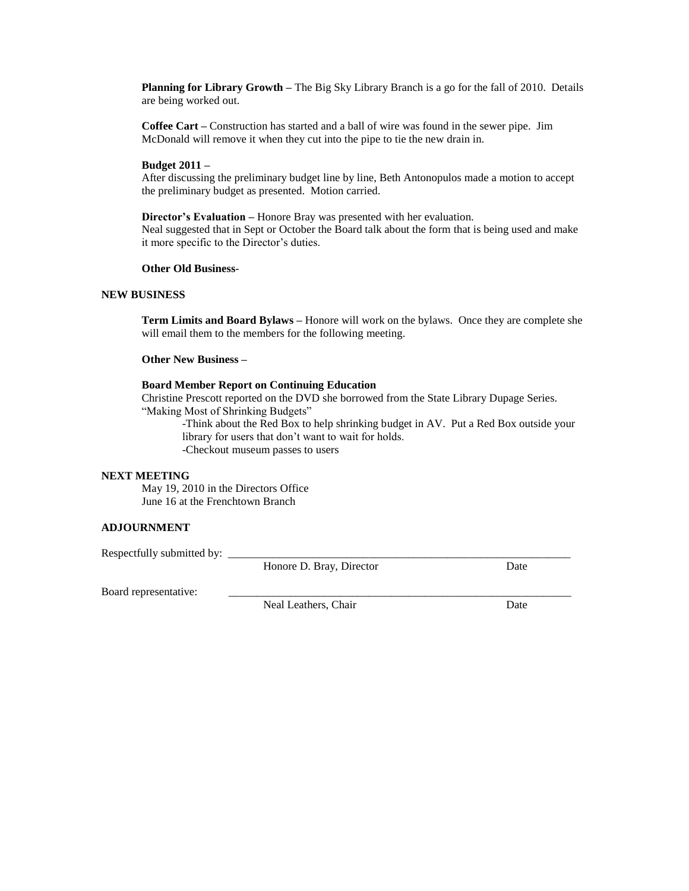**Planning for Library Growth –** The Big Sky Library Branch is a go for the fall of 2010. Details are being worked out.

**Coffee Cart –** Construction has started and a ball of wire was found in the sewer pipe. Jim McDonald will remove it when they cut into the pipe to tie the new drain in.

**Budget 2011 –**
After discussing the preliminary budget line by line, Beth Antonopulos made a motion to accept the preliminary budget as presented. Motion carried.

**Director's Evaluation –** Honore Bray was presented with her evaluation.
Neal suggested that in Sept or October the Board talk about the form that is being used and make it more specific to the Director's duties.

**Other Old Business**-

## NEW BUSINESS

**Term Limits and Board Bylaws –** Honore will work on the bylaws. Once they are complete she will email them to the members for the following meeting.

**Other New Business –**

**Board Member Report on Continuing Education**
Christine Prescott reported on the DVD she borrowed from the State Library Dupage Series. "Making Most of Shrinking Budgets"

-Think about the Red Box to help shrinking budget in AV. Put a Red Box outside your library for users that don't want to wait for holds.
-Checkout museum passes to users

## NEXT MEETING

May 19, 2010 in the Directors Office
June 16 at the Frenchtown Branch

## ADJOURNMENT

Respectfully submitted by: ______________________________________________
Honore D. Bray, Director Date

Board representative: ______________________________________________
Neal Leathers, Chair Date